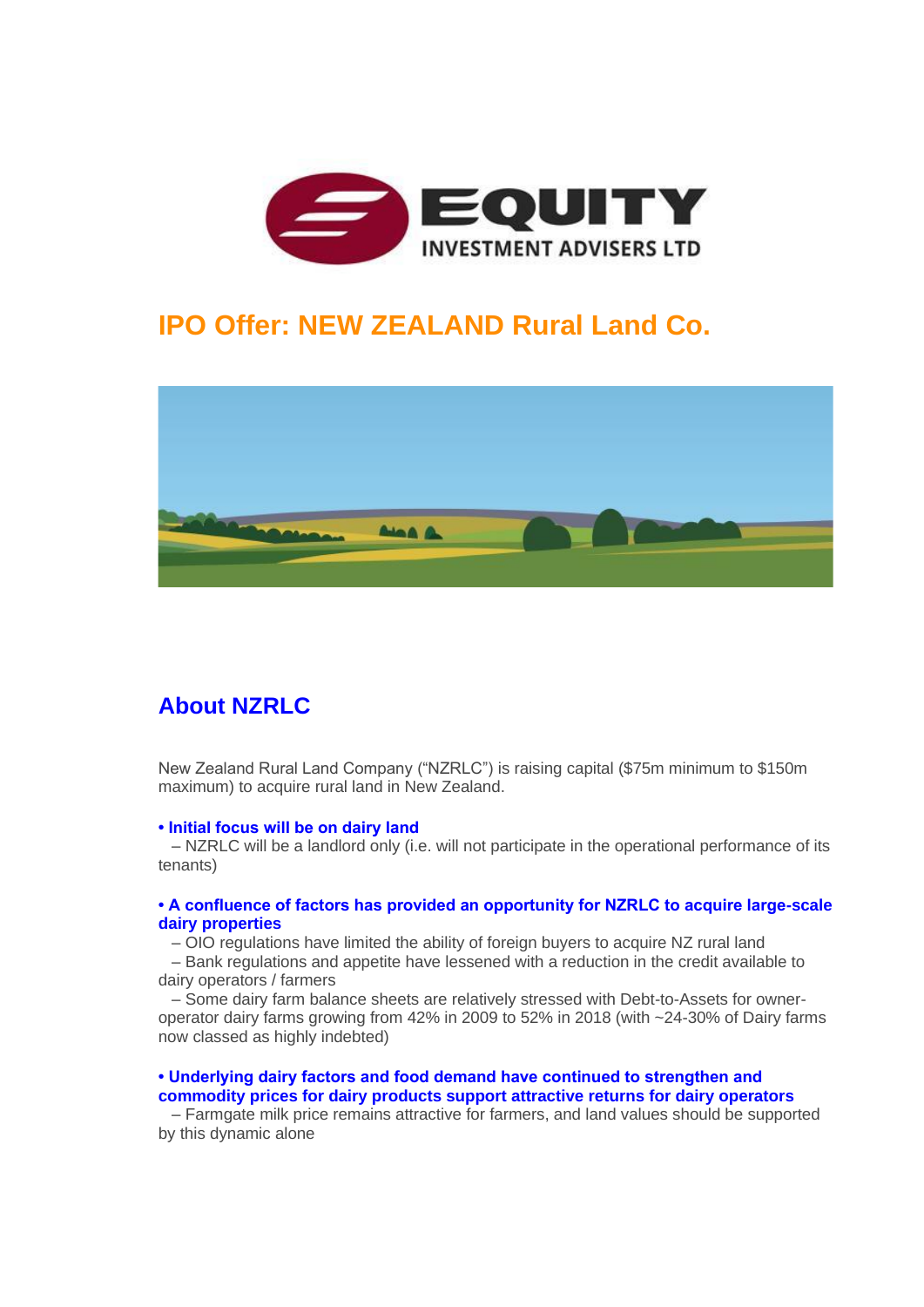EQUITY INVESTMENT ADVISERS LTD

# IPO Offer: NEW ZEALAND Rural Land Co.

## About NZRLC

New Zealand Rural Land Company ("NZRLC") is raising capital ($75m minimum to $150m maximum) to acquire rural land in New Zealand.

**• Initial focus will be on dairy land**
– NZRLC will be a landlord only (i.e. will not participate in the operational performance of its tenants)

**• A confluence of factors has provided an opportunity for NZRLC to acquire large-scale dairy properties**
– OIO regulations have limited the ability of foreign buyers to acquire NZ rural land
– Bank regulations and appetite have lessened with a reduction in the credit available to dairy operators / farmers
– Some dairy farm balance sheets are relatively stressed with Debt-to-Assets for owner-operator dairy farms growing from 42% in 2009 to 52% in 2018 (with ~24-30% of Dairy farms now classed as highly indebted)

**• Underlying dairy factors and food demand have continued to strengthen and commodity prices for dairy products support attractive returns for dairy operators**
– Farmgate milk price remains attractive for farmers, and land values should be supported by this dynamic alone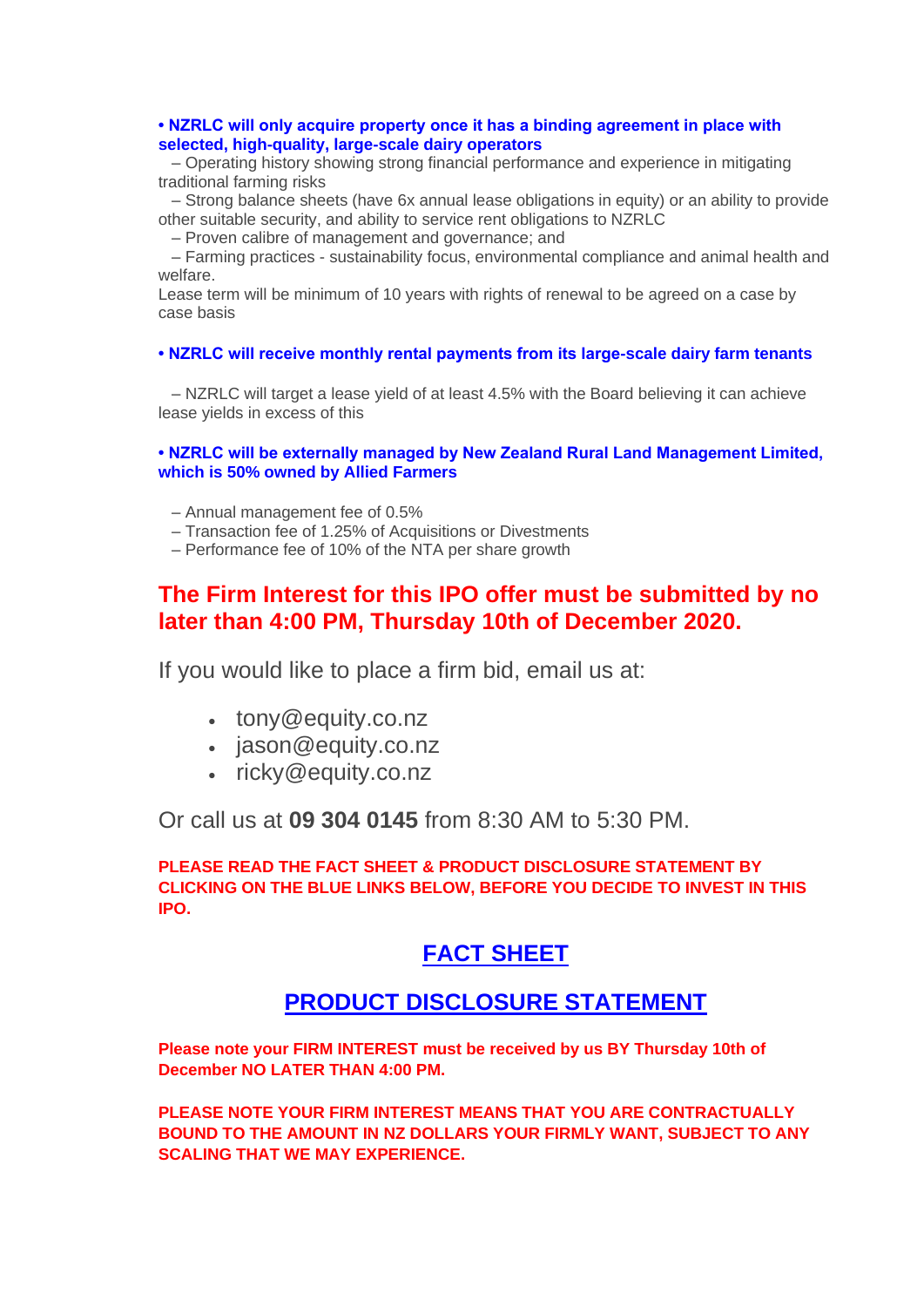**• NZRLC will only acquire property once it has a binding agreement in place with selected, high-quality, large-scale dairy operators**

– Operating history showing strong financial performance and experience in mitigating traditional farming risks

– Strong balance sheets (have 6x annual lease obligations in equity) or an ability to provide other suitable security, and ability to service rent obligations to NZRLC

– Proven calibre of management and governance; and

– Farming practices - sustainability focus, environmental compliance and animal health and welfare.

Lease term will be minimum of 10 years with rights of renewal to be agreed on a case by case basis

**• NZRLC will receive monthly rental payments from its large-scale dairy farm tenants**

– NZRLC will target a lease yield of at least 4.5% with the Board believing it can achieve lease yields in excess of this

**• NZRLC will be externally managed by New Zealand Rural Land Management Limited, which is 50% owned by Allied Farmers**

– Annual management fee of 0.5%

– Transaction fee of 1.25% of Acquisitions or Divestments

– Performance fee of 10% of the NTA per share growth

## The Firm Interest for this IPO offer must be submitted by no later than 4:00 PM, Thursday 10th of December 2020.

If you would like to place a firm bid, email us at:

- tony@equity.co.nz
- jason@equity.co.nz
- ricky@equity.co.nz

Or call us at **09 304 0145** from 8:30 AM to 5:30 PM.

**PLEASE READ THE FACT SHEET & PRODUCT DISCLOSURE STATEMENT BY CLICKING ON THE BLUE LINKS BELOW, BEFORE YOU DECIDE TO INVEST IN THIS IPO.**

## FACT SHEET

## PRODUCT DISCLOSURE STATEMENT

**Please note your FIRM INTEREST must be received by us BY Thursday 10th of December NO LATER THAN 4:00 PM.**

**PLEASE NOTE YOUR FIRM INTEREST MEANS THAT YOU ARE CONTRACTUALLY BOUND TO THE AMOUNT IN NZ DOLLARS YOUR FIRMLY WANT, SUBJECT TO ANY SCALING THAT WE MAY EXPERIENCE.**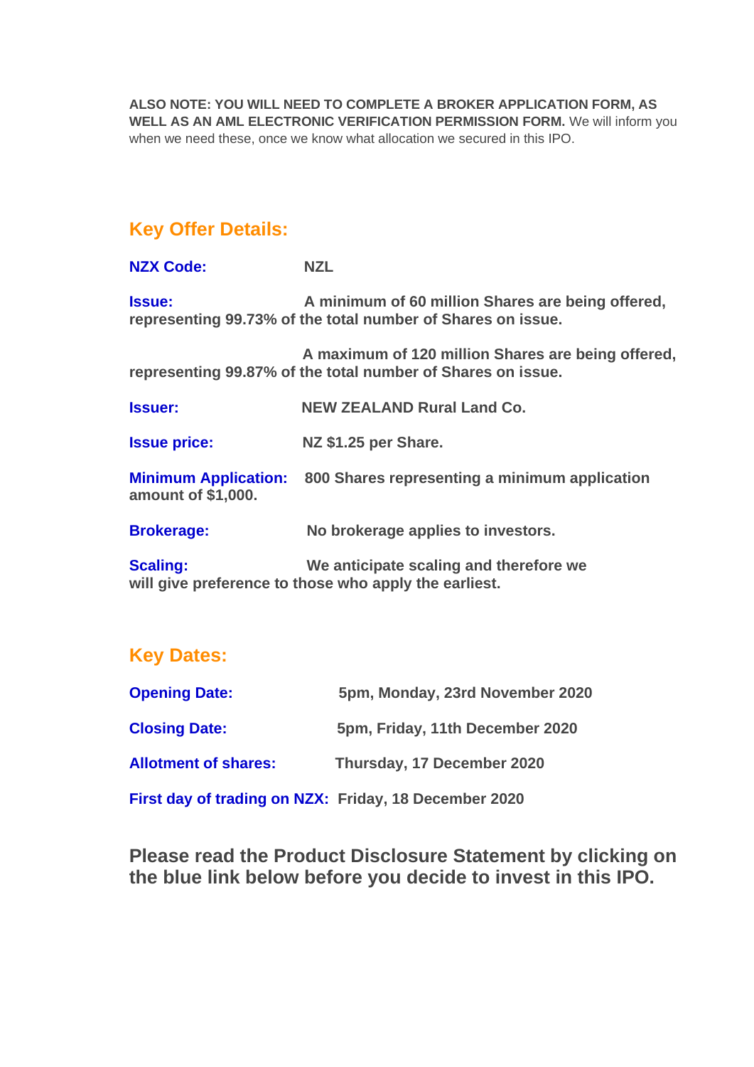**ALSO NOTE: YOU WILL NEED TO COMPLETE A BROKER APPLICATION FORM, AS WELL AS AN AML ELECTRONIC VERIFICATION PERMISSION FORM.** We will inform you when we need these, once we know what allocation we secured in this IPO.

## Key Offer Details:

**NZX Code:** **NZL**

**Issue:** **A minimum of 60 million Shares are being offered, representing 99.73% of the total number of Shares on issue.**

**A maximum of 120 million Shares are being offered, representing 99.87% of the total number of Shares on issue.**

**Issuer:** **NEW ZEALAND Rural Land Co.**

**Issue price:** **NZ $1.25 per Share.**

**Minimum Application:** **800 Shares representing a minimum application amount of $1,000.**

**Brokerage:** **No brokerage applies to investors.**

**Scaling:** **We anticipate scaling and therefore we will give preference to those who apply the earliest.**

## Key Dates:

**Opening Date:** **5pm, Monday, 23rd November 2020**

**Closing Date:** **5pm, Friday, 11th December 2020**

**Allotment of shares:** **Thursday, 17 December 2020**

**First day of trading on NZX:** **Friday, 18 December 2020**

### Please read the Product Disclosure Statement by clicking on the blue link below before you decide to invest in this IPO.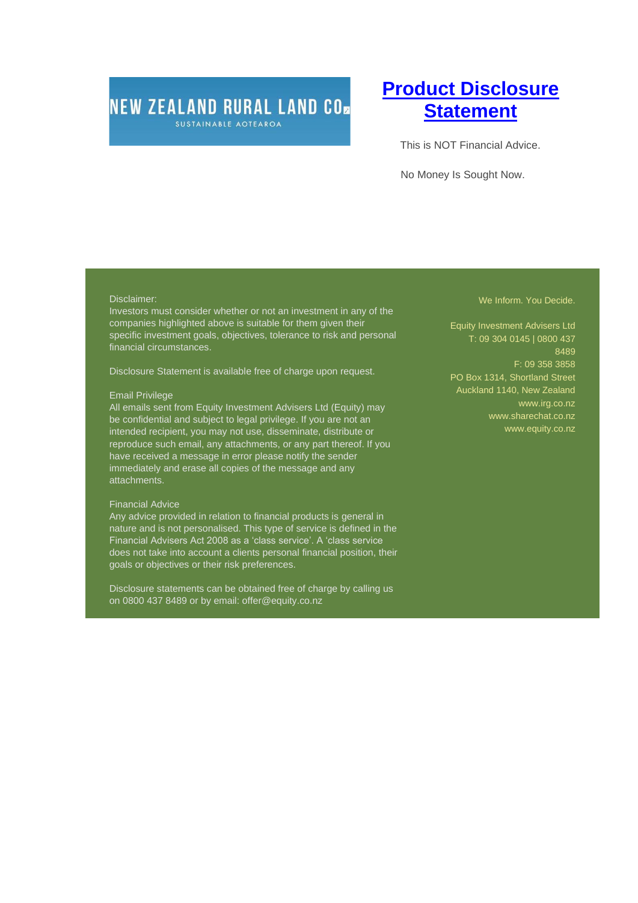NEW ZEALAND RURAL LAND CO.

SUSTAINABLE AOTEAROA

# Product Disclosure Statement

This is NOT Financial Advice.

No Money Is Sought Now.

Disclaimer:
Investors must consider whether or not an investment in any of the companies highlighted above is suitable for them given their specific investment goals, objectives, tolerance to risk and personal financial circumstances.

Disclosure Statement is available free of charge upon request.

Email Privilege
All emails sent from Equity Investment Advisers Ltd (Equity) may be confidential and subject to legal privilege. If you are not an intended recipient, you may not use, disseminate, distribute or reproduce such email, any attachments, or any part thereof. If you have received a message in error please notify the sender immediately and erase all copies of the message and any attachments.

Financial Advice
Any advice provided in relation to financial products is general in nature and is not personalised. This type of service is defined in the Financial Advisers Act 2008 as a 'class service'. A 'class service does not take into account a clients personal financial position, their goals or objectives or their risk preferences.

Disclosure statements can be obtained free of charge by calling us on 0800 437 8489 or by email: offer@equity.co.nz

We Inform. You Decide.

Equity Investment Advisers Ltd
T: 09 304 0145 | 0800 437 8489
F: 09 358 3858
PO Box 1314, Shortland Street
Auckland 1140, New Zealand
www.irg.co.nz
www.sharechat.co.nz
www.equity.co.nz